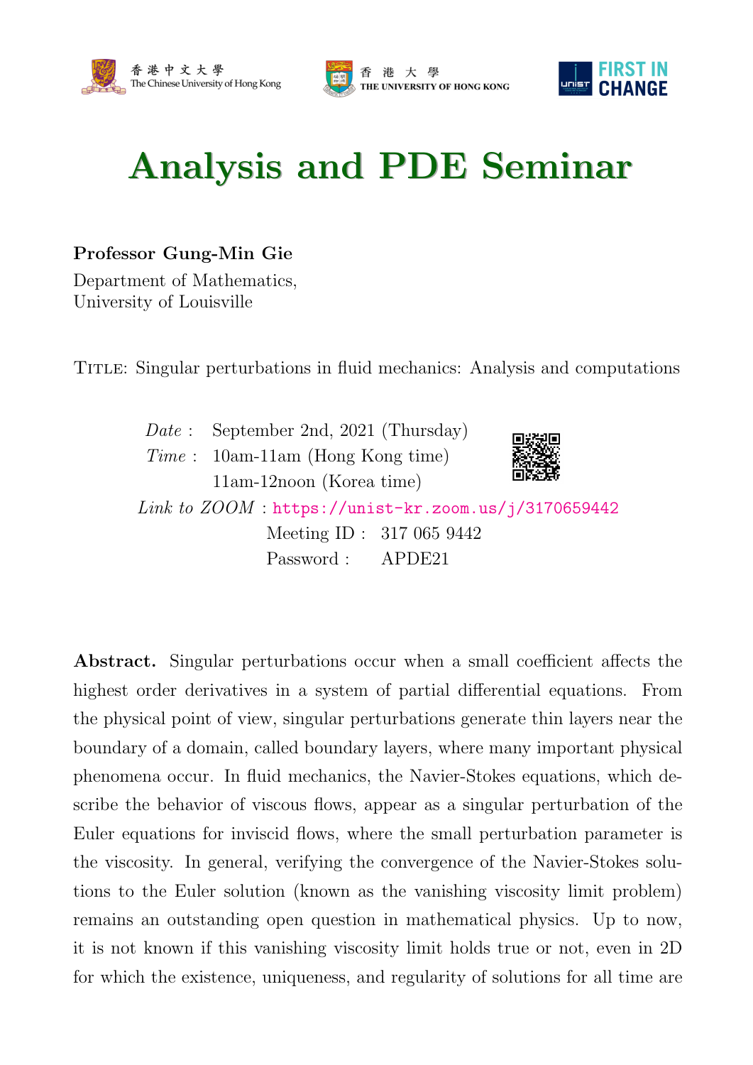# Analysis and PDE Seminar

**Professor Gung-Min Gie**

Department of Mathematics,
University of Louisville

Title: Singular perturbations in fluid mechanics: Analysis and computations

*Date* : September 2nd, 2021 (Thursday)

*Time* : 10am-11am (Hong Kong time)
11am-12noon (Korea time)

*Link to ZOOM* : https://unist-kr.zoom.us/j/3170659442

Meeting ID : 317 065 9442

Password : APDE21

**Abstract.** Singular perturbations occur when a small coefficient affects the highest order derivatives in a system of partial differential equations. From the physical point of view, singular perturbations generate thin layers near the boundary of a domain, called boundary layers, where many important physical phenomena occur. In fluid mechanics, the Navier-Stokes equations, which describe the behavior of viscous flows, appear as a singular perturbation of the Euler equations for inviscid flows, where the small perturbation parameter is the viscosity. In general, verifying the convergence of the Navier-Stokes solutions to the Euler solution (known as the vanishing viscosity limit problem) remains an outstanding open question in mathematical physics. Up to now, it is not known if this vanishing viscosity limit holds true or not, even in 2D for which the existence, uniqueness, and regularity of solutions for all time are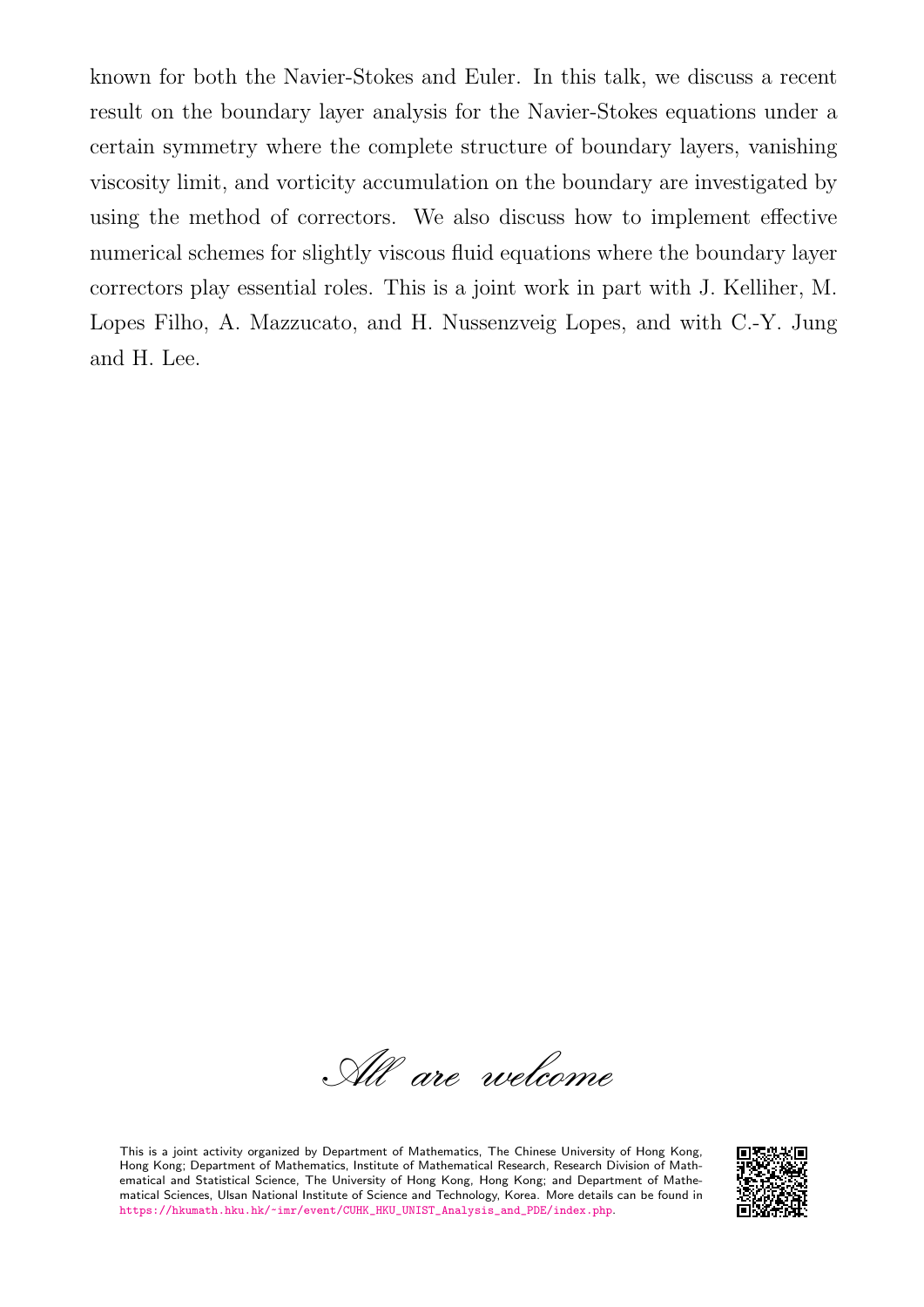known for both the Navier-Stokes and Euler. In this talk, we discuss a recent result on the boundary layer analysis for the Navier-Stokes equations under a certain symmetry where the complete structure of boundary layers, vanishing viscosity limit, and vorticity accumulation on the boundary are investigated by using the method of correctors. We also discuss how to implement effective numerical schemes for slightly viscous fluid equations where the boundary layer correctors play essential roles. This is a joint work in part with J. Kelliher, M. Lopes Filho, A. Mazzucato, and H. Nussenzveig Lopes, and with C.-Y. Jung and H. Lee.

*All are welcome*

This is a joint activity organized by Department of Mathematics, The Chinese University of Hong Kong, Hong Kong; Department of Mathematics, Institute of Mathematical Research, Research Division of Mathematical and Statistical Science, The University of Hong Kong, Hong Kong; and Department of Mathematical Sciences, Ulsan National Institute of Science and Technology, Korea. More details can be found in https://hkumath.hku.hk/~imr/event/CUHK_HKU_UNIST_Analysis_and_PDE/index.php.